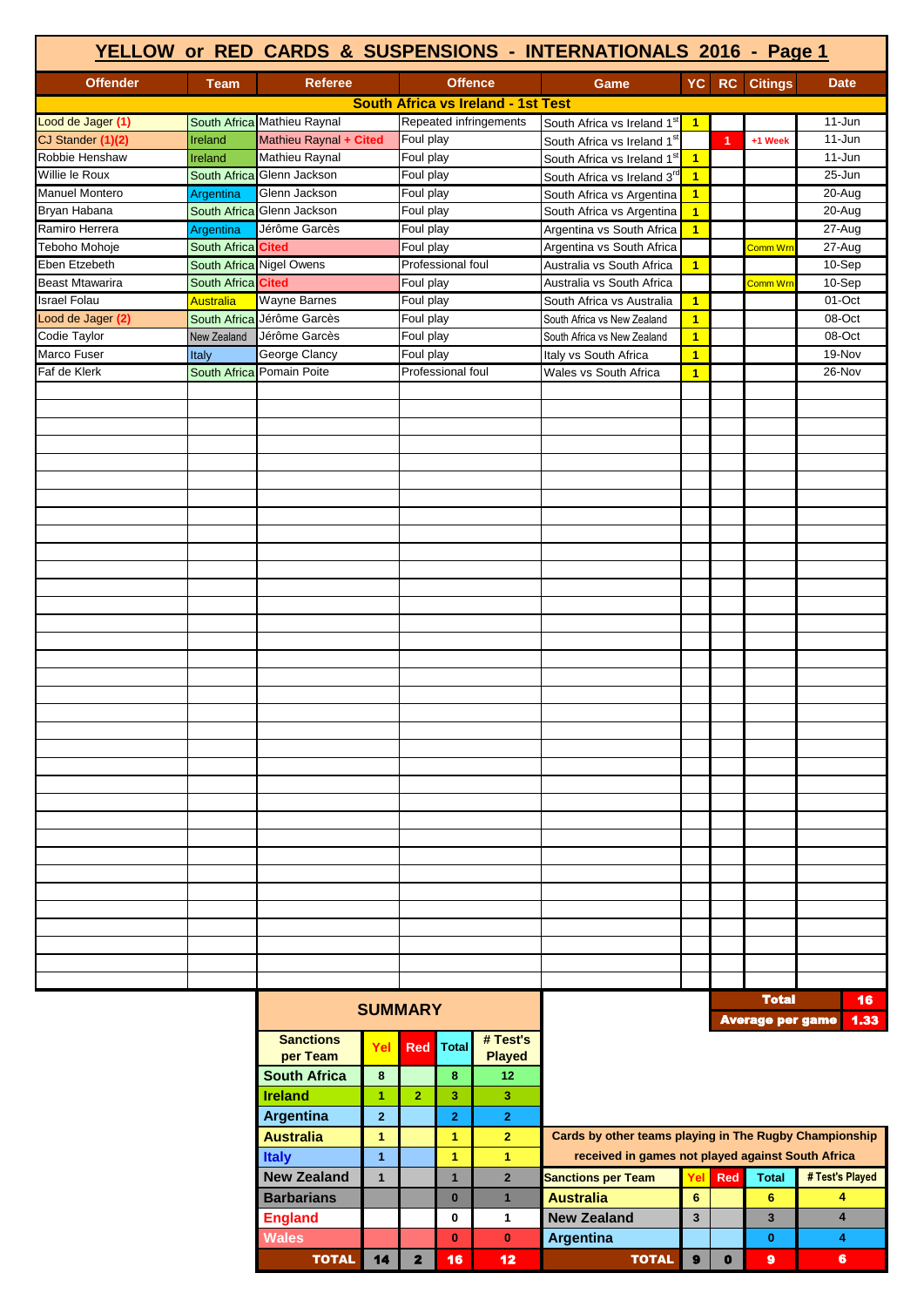# YELLOW or RED CARDS & SUSPENSIONS - INTERNATIONALS 2016 - Page 1

| Offender | Team | Referee | Offence | Game | YC | RC | Citings | Date |
|---|---|---|---|---|---|---|---|---|
| | | | South Africa vs Ireland - 1st Test | | | | | |
| Lood de Jager (1) | South Africa | Mathieu Raynal | Repeated infringements | South Africa vs Ireland 1st | 1 | | | 11-Jun |
| CJ Stander (1)(2) | Ireland | Mathieu Raynal + Cited | Foul play | South Africa vs Ireland 1st | | 1 | +1 Week | 11-Jun |
| Robbie Henshaw | Ireland | Mathieu Raynal | Foul play | South Africa vs Ireland 1st | 1 | | | 11-Jun |
| Willie le Roux | South Africa | Glenn Jackson | Foul play | South Africa vs Ireland 3rd | 1 | | | 25-Jun |
| Manuel Montero | Argentina | Glenn Jackson | Foul play | South Africa vs Argentina | 1 | | | 20-Aug |
| Bryan Habana | South Africa | Glenn Jackson | Foul play | South Africa vs Argentina | 1 | | | 20-Aug |
| Ramiro Herrera | Argentina | Jérôme Garcès | Foul play | Argentina vs South Africa | 1 | | | 27-Aug |
| Teboho Mohoje | South Africa | Cited | Foul play | Argentina vs South Africa | | | Comm Wrn | 27-Aug |
| Eben Etzebeth | South Africa | Nigel Owens | Professional foul | Australia vs South Africa | 1 | | | 10-Sep |
| Beast Mtawarira | South Africa | Cited | Foul play | Australia vs South Africa | | | Comm Wrn | 10-Sep |
| Israel Folau | Australia | Wayne Barnes | Foul play | South Africa vs Australia | 1 | | | 01-Oct |
| Lood de Jager (2) | South Africa | Jérôme Garcès | Foul play | South Africa vs New Zealand | 1 | | | 08-Oct |
| Codie Taylor | New Zealand | Jérôme Garcès | Foul play | South Africa vs New Zealand | 1 | | | 08-Oct |
| Marco Fuser | Italy | George Clancy | Foul play | Italy vs South Africa | 1 | | | 19-Nov |
| Faf de Klerk | South Africa | Pomain Poite | Professional foul | Wales vs South Africa | 1 | | | 26-Nov |

| | |
|---|---|
| Total | 16 |
| Average per game | 1.33 |

## SUMMARY

| Sanctions per Team | Yel | Red | Total | # Test's Played |
|---|---|---|---|---|
| South Africa | 8 | | 8 | 12 |
| Ireland | 1 | 2 | 3 | 3 |
| Argentina | 2 | | 2 | 2 |
| Australia | 1 | | 1 | 2 |
| Italy | 1 | | 1 | 1 |
| New Zealand | 1 | | 1 | 2 |
| Barbarians | | | 0 | 1 |
| England | | | 0 | 1 |
| Wales | | | 0 | 0 |
| TOTAL | 14 | 2 | 16 | 12 |

Cards by other teams playing in The Rugby Championship received in games not played against South Africa

| Sanctions per Team | Yel | Red | Total | # Test's Played |
|---|---|---|---|---|
| Australia | 6 | | 6 | 4 |
| New Zealand | 3 | | 3 | 4 |
| Argentina | | | 0 | 4 |
| TOTAL | 9 | 0 | 9 | 6 |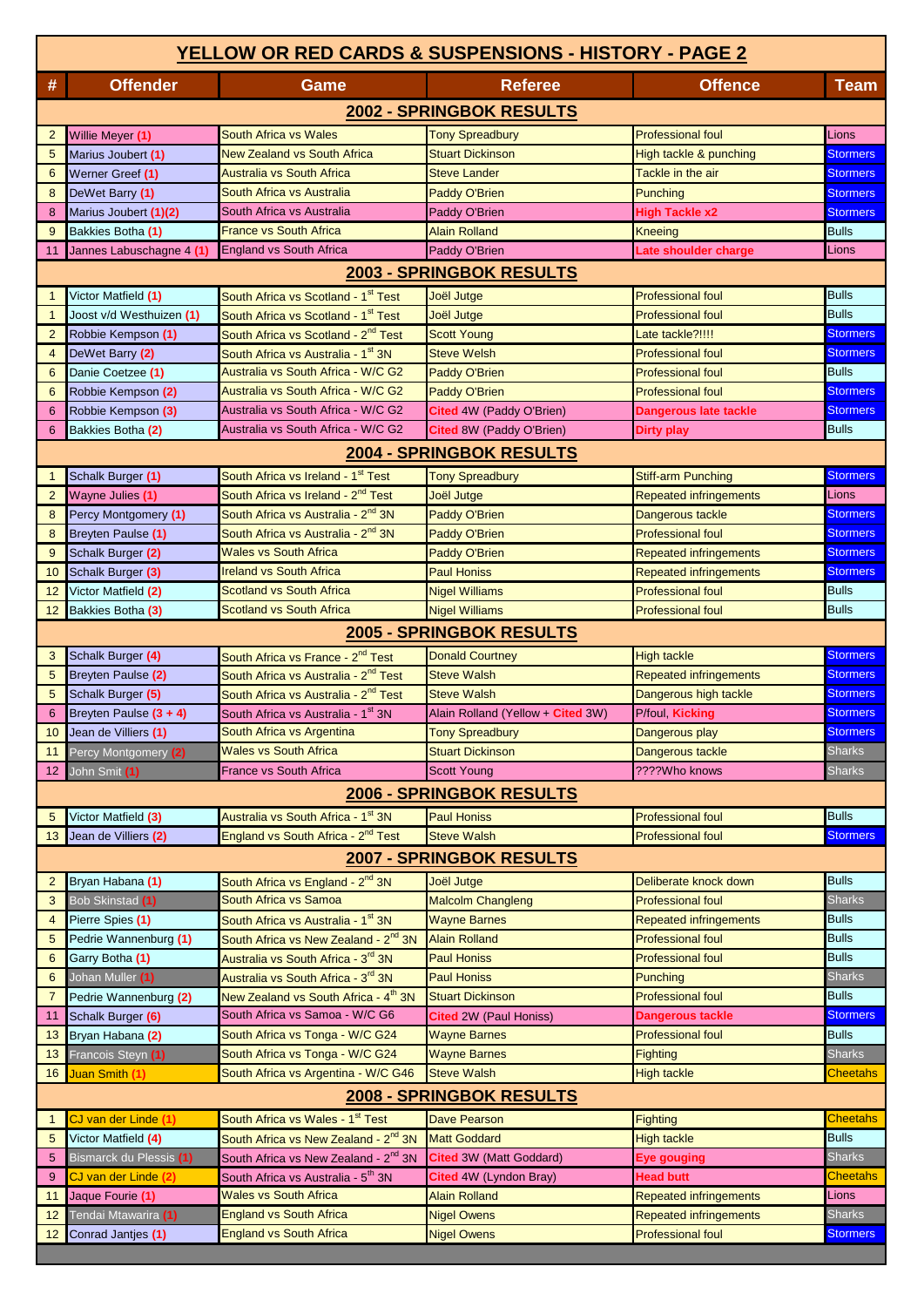# YELLOW OR RED CARDS & SUSPENSIONS - HISTORY - PAGE 2

| # | Offender | Game | Referee | Offence | Team |
|---|---|---|---|---|---|
| **2002 - SPRINGBOK RESULTS** | | | | | |
| 2 | Willie Meyer (1) | South Africa vs Wales | Tony Spreadbury | Professional foul | Lions |
| 5 | Marius Joubert (1) | New Zealand vs South Africa | Stuart Dickinson | High tackle & punching | Stormers |
| 6 | Werner Greef (1) | Australia vs South Africa | Steve Lander | Tackle in the air | Stormers |
| 8 | DeWet Barry (1) | South Africa vs Australia | Paddy O'Brien | Punching | Stormers |
| 8 | Marius Joubert (1)(2) | South Africa vs Australia | Paddy O'Brien | High Tackle x2 | Stormers |
| 9 | Bakkies Botha (1) | France vs South Africa | Alain Rolland | Kneeing | Bulls |
| 11 | Jannes Labuschagne 4 (1) | England vs South Africa | Paddy O'Brien | Late shoulder charge | Lions |
| **2003 - SPRINGBOK RESULTS** | | | | | |
| 1 | Victor Matfield (1) | South Africa vs Scotland - 1st Test | Joël Jutge | Professional foul | Bulls |
| 1 | Joost v/d Westhuizen (1) | South Africa vs Scotland - 1st Test | Joël Jutge | Professional foul | Bulls |
| 2 | Robbie Kempson (1) | South Africa vs Scotland - 2nd Test | Scott Young | Late tackle?!!!! | Stormers |
| 4 | DeWet Barry (2) | South Africa vs Australia - 1st 3N | Steve Welsh | Professional foul | Stormers |
| 6 | Danie Coetzee (1) | Australia vs South Africa - W/C G2 | Paddy O'Brien | Professional foul | Bulls |
| 6 | Robbie Kempson (2) | Australia vs South Africa - W/C G2 | Paddy O'Brien | Professional foul | Stormers |
| 6 | Robbie Kempson (3) | Australia vs South Africa - W/C G2 | Cited 4W (Paddy O'Brien) | Dangerous late tackle | Stormers |
| 6 | Bakkies Botha (2) | Australia vs South Africa - W/C G2 | Cited 8W (Paddy O'Brien) | Dirty play | Bulls |
| **2004 - SPRINGBOK RESULTS** | | | | | |
| 1 | Schalk Burger (1) | South Africa vs Ireland - 1st Test | Tony Spreadbury | Stiff-arm Punching | Stormers |
| 2 | Wayne Julies (1) | South Africa vs Ireland - 2nd Test | Joël Jutge | Repeated infringements | Lions |
| 8 | Percy Montgomery (1) | South Africa vs Australia - 2nd 3N | Paddy O'Brien | Dangerous tackle | Stormers |
| 8 | Breyten Paulse (1) | South Africa vs Australia - 2nd 3N | Paddy O'Brien | Professional foul | Stormers |
| 9 | Schalk Burger (2) | Wales vs South Africa | Paddy O'Brien | Repeated infringements | Stormers |
| 10 | Schalk Burger (3) | Ireland vs South Africa | Paul Honiss | Repeated infringements | Stormers |
| 12 | Victor Matfield (2) | Scotland vs South Africa | Nigel Williams | Professional foul | Bulls |
| 12 | Bakkies Botha (3) | Scotland vs South Africa | Nigel Williams | Professional foul | Bulls |
| **2005 - SPRINGBOK RESULTS** | | | | | |
| 3 | Schalk Burger (4) | South Africa vs France - 2nd Test | Donald Courtney | High tackle | Stormers |
| 5 | Breyten Paulse (2) | South Africa vs Australia - 2nd Test | Steve Walsh | Repeated infringements | Stormers |
| 5 | Schalk Burger (5) | South Africa vs Australia - 2nd Test | Steve Walsh | Dangerous high tackle | Stormers |
| 6 | Breyten Paulse (3 + 4) | South Africa vs Australia - 1st 3N | Alain Rolland (Yellow + Cited 3W) | P/foul, Kicking | Stormers |
| 10 | Jean de Villiers (1) | South Africa vs Argentina | Tony Spreadbury | Dangerous play | Stormers |
| 11 | Percy Montgomery (2) | Wales vs South Africa | Stuart Dickinson | Dangerous tackle | Sharks |
| 12 | John Smit (1) | France vs South Africa | Scott Young | ????Who knows | Sharks |
| **2006 - SPRINGBOK RESULTS** | | | | | |
| 5 | Victor Matfield (3) | Australia vs South Africa - 1st 3N | Paul Honiss | Professional foul | Bulls |
| 13 | Jean de Villiers (2) | England vs South Africa - 2nd Test | Steve Walsh | Professional foul | Stormers |
| **2007 - SPRINGBOK RESULTS** | | | | | |
| 2 | Bryan Habana (1) | South Africa vs England - 2nd 3N | Joël Jutge | Deliberate knock down | Bulls |
| 3 | Bob Skinstad (1) | South Africa vs Samoa | Malcolm Changleng | Professional foul | Sharks |
| 4 | Pierre Spies (1) | South Africa vs Australia - 1st 3N | Wayne Barnes | Repeated infringements | Bulls |
| 5 | Pedrie Wannenburg (1) | South Africa vs New Zealand - 2nd 3N | Alain Rolland | Professional foul | Bulls |
| 6 | Garry Botha (1) | Australia vs South Africa - 3rd 3N | Paul Honiss | Professional foul | Bulls |
| 6 | Johan Muller (1) | Australia vs South Africa - 3rd 3N | Paul Honiss | Punching | Sharks |
| 7 | Pedrie Wannenburg (2) | New Zealand vs South Africa - 4th 3N | Stuart Dickinson | Professional foul | Bulls |
| 11 | Schalk Burger (6) | South Africa vs Samoa - W/C G6 | Cited 2W (Paul Honiss) | Dangerous tackle | Stormers |
| 13 | Bryan Habana (2) | South Africa vs Tonga - W/C G24 | Wayne Barnes | Professional foul | Bulls |
| 13 | Francois Steyn (1) | South Africa vs Tonga - W/C G24 | Wayne Barnes | Fighting | Sharks |
| 16 | Juan Smith (1) | South Africa vs Argentina - W/C G46 | Steve Walsh | High tackle | Cheetahs |
| **2008 - SPRINGBOK RESULTS** | | | | | |
| 1 | CJ van der Linde (1) | South Africa vs Wales - 1st Test | Dave Pearson | Fighting | Cheetahs |
| 5 | Victor Matfield (4) | South Africa vs New Zealand - 2nd 3N | Matt Goddard | High tackle | Bulls |
| 5 | Bismarck du Plessis (1) | South Africa vs New Zealand - 2nd 3N | Cited 3W (Matt Goddard) | Eye gouging | Sharks |
| 9 | CJ van der Linde (2) | South Africa vs Australia - 5th 3N | Cited 4W (Lyndon Bray) | Head butt | Cheetahs |
| 11 | Jaque Fourie (1) | Wales vs South Africa | Alain Rolland | Repeated infringements | Lions |
| 12 | Tendai Mtawarira (1) | England vs South Africa | Nigel Owens | Repeated infringements | Sharks |
| 12 | Conrad Jantjes (1) | England vs South Africa | Nigel Owens | Professional foul | Stormers |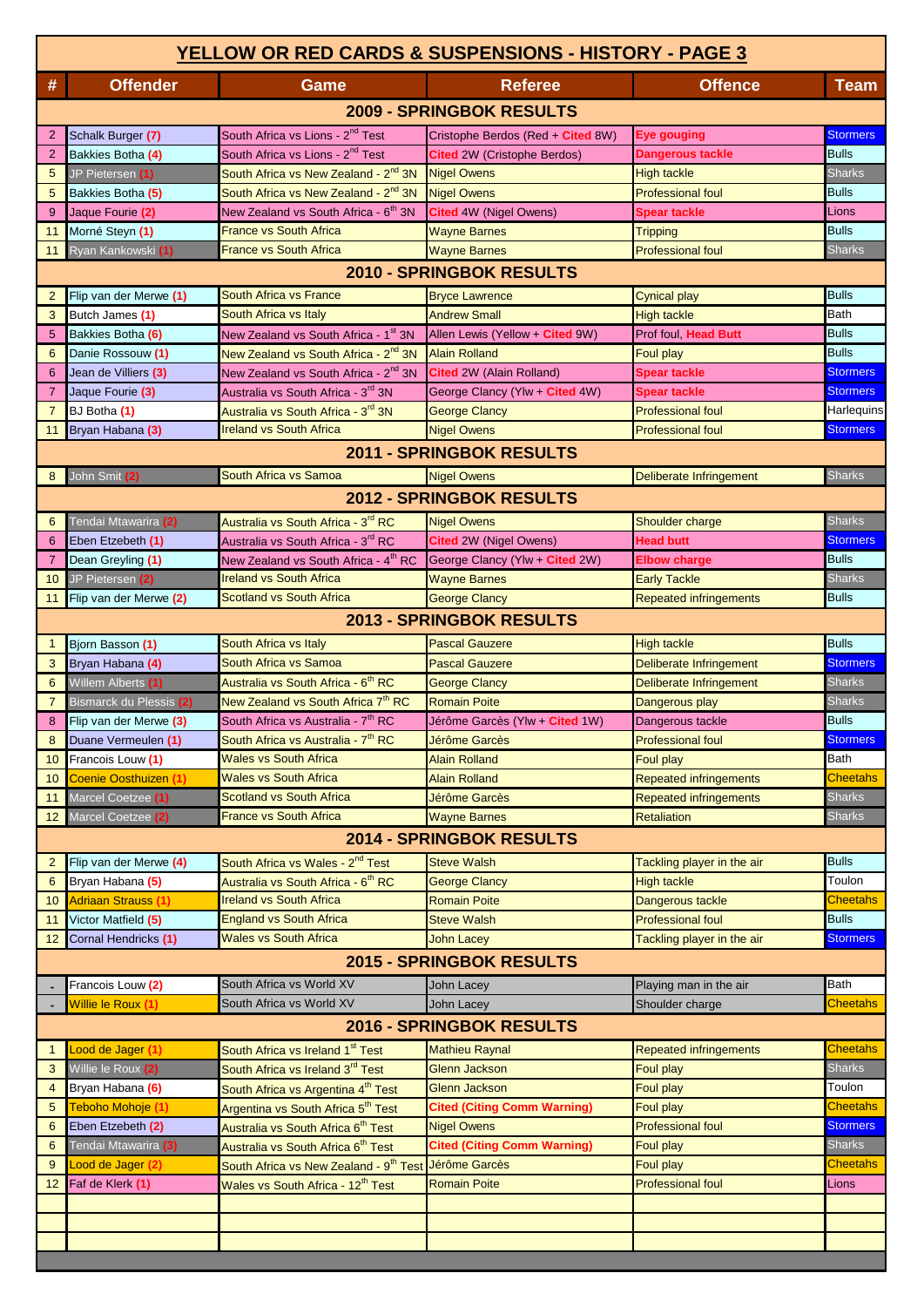# YELLOW OR RED CARDS & SUSPENSIONS - HISTORY - PAGE 3

| # | Offender | Game | Referee | Offence | Team |
|---|---|---|---|---|---|
| | | **2009 - SPRINGBOK RESULTS** | | | |
| 2 | Schalk Burger (7) | South Africa vs Lions - 2nd Test | Cristophe Berdos (Red + Cited 8W) | Eye gouging | Stormers |
| 2 | Bakkies Botha (4) | South Africa vs Lions - 2nd Test | Cited 2W (Cristophe Berdos) | Dangerous tackle | Bulls |
| 5 | JP Pietersen (1) | South Africa vs New Zealand - 2nd 3N | Nigel Owens | High tackle | Sharks |
| 5 | Bakkies Botha (5) | South Africa vs New Zealand - 2nd 3N | Nigel Owens | Professional foul | Bulls |
| 9 | Jaque Fourie (2) | New Zealand vs South Africa - 6th 3N | Cited 4W (Nigel Owens) | Spear tackle | Lions |
| 11 | Morné Steyn (1) | France vs South Africa | Wayne Barnes | Tripping | Bulls |
| 11 | Ryan Kankowski (1) | France vs South Africa | Wayne Barnes | Professional foul | Sharks |
| | | **2010 - SPRINGBOK RESULTS** | | | |
| 2 | Flip van der Merwe (1) | South Africa vs France | Bryce Lawrence | Cynical play | Bulls |
| 3 | Butch James (1) | South Africa vs Italy | Andrew Small | High tackle | Bath |
| 5 | Bakkies Botha (6) | New Zealand vs South Africa - 1st 3N | Allen Lewis (Yellow + Cited 9W) | Prof foul, Head Butt | Bulls |
| 6 | Danie Rossouw (1) | New Zealand vs South Africa - 2nd 3N | Alain Rolland | Foul play | Bulls |
| 6 | Jean de Villiers (3) | New Zealand vs South Africa - 2nd 3N | Cited 2W (Alain Rolland) | Spear tackle | Stormers |
| 7 | Jaque Fourie (3) | Australia vs South Africa - 3rd 3N | George Clancy (Ylw + Cited 4W) | Spear tackle | Stormers |
| 7 | BJ Botha (1) | Australia vs South Africa - 3rd 3N | George Clancy | Professional foul | Harlequins |
| 11 | Bryan Habana (3) | Ireland vs South Africa | Nigel Owens | Professional foul | Stormers |
| | | **2011 - SPRINGBOK RESULTS** | | | |
| 8 | John Smit (2) | South Africa vs Samoa | Nigel Owens | Deliberate Infringement | Sharks |
| | | **2012 - SPRINGBOK RESULTS** | | | |
| 6 | Tendai Mtawarira (2) | Australia vs South Africa - 3rd RC | Nigel Owens | Shoulder charge | Sharks |
| 6 | Eben Etzebeth (1) | Australia vs South Africa - 3rd RC | Cited 2W (Nigel Owens) | Head butt | Stormers |
| 7 | Dean Greyling (1) | New Zealand vs South Africa - 4th RC | George Clancy (Ylw + Cited 2W) | Elbow charge | Bulls |
| 10 | JP Pietersen (2) | Ireland vs South Africa | Wayne Barnes | Early Tackle | Sharks |
| 11 | Flip van der Merwe (2) | Scotland vs South Africa | George Clancy | Repeated infringements | Bulls |
| | | **2013 - SPRINGBOK RESULTS** | | | |
| 1 | Bjorn Basson (1) | South Africa vs Italy | Pascal Gauzere | High tackle | Bulls |
| 3 | Bryan Habana (4) | South Africa vs Samoa | Pascal Gauzere | Deliberate Infringement | Stormers |
| 6 | Willem Alberts (1) | Australia vs South Africa - 6th RC | George Clancy | Deliberate Infringement | Sharks |
| 7 | Bismarck du Plessis (2) | New Zealand vs South Africa 7th RC | Romain Poite | Dangerous play | Sharks |
| 8 | Flip van der Merwe (3) | South Africa vs Australia - 7th RC | Jérôme Garcès (Ylw + Cited 1W) | Dangerous tackle | Bulls |
| 8 | Duane Vermeulen (1) | South Africa vs Australia - 7th RC | Jérôme Garcès | Professional foul | Stormers |
| 10 | Francois Louw (1) | Wales vs South Africa | Alain Rolland | Foul play | Bath |
| 10 | Coenie Oosthuizen (1) | Wales vs South Africa | Alain Rolland | Repeated infringements | Cheetahs |
| 11 | Marcel Coetzee (1) | Scotland vs South Africa | Jérôme Garcès | Repeated infringements | Sharks |
| 12 | Marcel Coetzee (2) | France vs South Africa | Wayne Barnes | Retaliation | Sharks |
| | | **2014 - SPRINGBOK RESULTS** | | | |
| 2 | Flip van der Merwe (4) | South Africa vs Wales - 2nd Test | Steve Walsh | Tackling player in the air | Bulls |
| 6 | Bryan Habana (5) | Australia vs South Africa - 6th RC | George Clancy | High tackle | Toulon |
| 10 | Adriaan Strauss (1) | Ireland vs South Africa | Romain Poite | Dangerous tackle | Cheetahs |
| 11 | Victor Matfield (5) | England vs South Africa | Steve Walsh | Professional foul | Bulls |
| 12 | Cornal Hendricks (1) | Wales vs South Africa | John Lacey | Tackling player in the air | Stormers |
| | | **2015 - SPRINGBOK RESULTS** | | | |
| - | Francois Louw (2) | South Africa vs World XV | John Lacey | Playing man in the air | Bath |
| - | Willie le Roux (1) | South Africa vs World XV | John Lacey | Shoulder charge | Cheetahs |
| | | **2016 - SPRINGBOK RESULTS** | | | |
| 1 | Lood de Jager (1) | South Africa vs Ireland 1st Test | Mathieu Raynal | Repeated infringements | Cheetahs |
| 3 | Willie le Roux (2) | South Africa vs Ireland 3rd Test | Glenn Jackson | Foul play | Sharks |
| 4 | Bryan Habana (6) | South Africa vs Argentina 4th Test | Glenn Jackson | Foul play | Toulon |
| 5 | Teboho Mohoje (1) | Argentina vs South Africa 5th Test | Cited (Citing Comm Warning) | Foul play | Cheetahs |
| 6 | Eben Etzebeth (2) | Australia vs South Africa 6th Test | Nigel Owens | Professional foul | Stormers |
| 6 | Tendai Mtawarira (3) | Australia vs South Africa 6th Test | Cited (Citing Comm Warning) | Foul play | Sharks |
| 9 | Lood de Jager (2) | South Africa vs New Zealand - 9th Test | Jérôme Garcès | Foul play | Cheetahs |
| 12 | Faf de Klerk (1) | Wales vs South Africa - 12th Test | Romain Poite | Professional foul | Lions |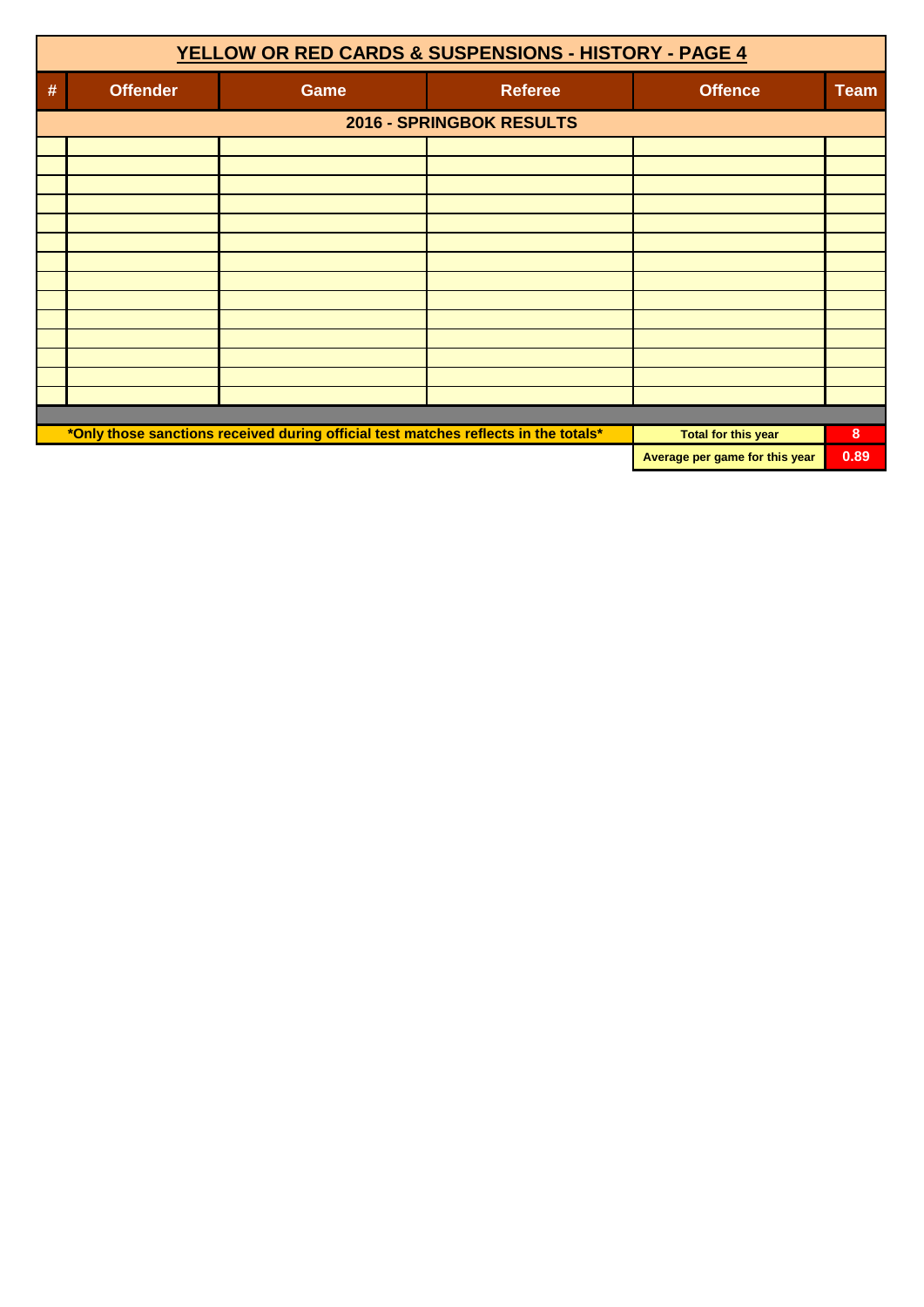## YELLOW OR RED CARDS & SUSPENSIONS - HISTORY - PAGE 4

| # | Offender | Game | Referee | Offence | Team |
|---|---|---|---|---|---|
| **2016 - SPRINGBOK RESULTS** | | | | | |
| | | | | | |
| | | | | | |
| | | | | | |
| | | | | | |
| | | | | | |
| | | | | | |
| | | | | | |
| | | | | | |
| | | | | | |
| | | | | | |
| | | | | | |
| | | | | | |
| | | | | | |
| | | | | | |
| **\*Only those sanctions received during official test matches reflects in the totals\*** | | | | **Total for this year** | **8** |
| | | | | **Average per game for this year** | **0.89** |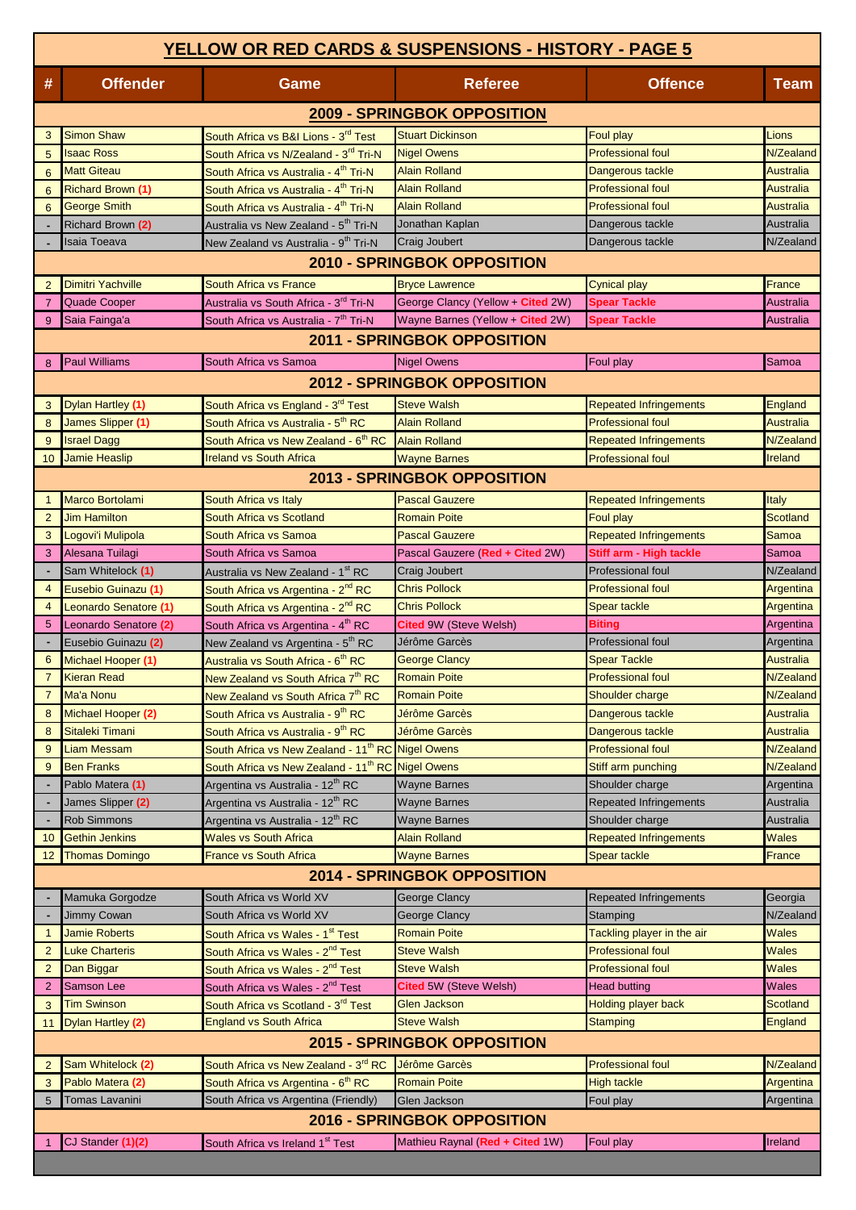## YELLOW OR RED CARDS & SUSPENSIONS - HISTORY - PAGE 5

| # | Offender | Game | Referee | Offence | Team |
|---|---|---|---|---|---|
| | | **2009 - SPRINGBOK OPPOSITION** | | | |
| 3 | Simon Shaw | South Africa vs B&I Lions - 3rd Test | Stuart Dickinson | Foul play | Lions |
| 5 | Isaac Ross | South Africa vs N/Zealand - 3rd Tri-N | Nigel Owens | Professional foul | N/Zealand |
| 6 | Matt Giteau | South Africa vs Australia - 4th Tri-N | Alain Rolland | Dangerous tackle | Australia |
| 6 | Richard Brown (1) | South Africa vs Australia - 4th Tri-N | Alain Rolland | Professional foul | Australia |
| 6 | George Smith | South Africa vs Australia - 4th Tri-N | Alain Rolland | Professional foul | Australia |
| - | Richard Brown (2) | Australia vs New Zealand - 5th Tri-N | Jonathan Kaplan | Dangerous tackle | Australia |
| - | Isaia Toeava | New Zealand vs Australia - 9th Tri-N | Craig Joubert | Dangerous tackle | N/Zealand |
| | | **2010 - SPRINGBOK OPPOSITION** | | | |
| 2 | Dimitri Yachville | South Africa vs France | Bryce Lawrence | Cynical play | France |
| 7 | Quade Cooper | Australia vs South Africa - 3rd Tri-N | George Clancy (Yellow + Cited 2W) | Spear Tackle | Australia |
| 9 | Saia Fainga'a | South Africa vs Australia - 7th Tri-N | Wayne Barnes (Yellow + Cited 2W) | Spear Tackle | Australia |
| | | **2011 - SPRINGBOK OPPOSITION** | | | |
| 8 | Paul Williams | South Africa vs Samoa | Nigel Owens | Foul play | Samoa |
| | | **2012 - SPRINGBOK OPPOSITION** | | | |
| 3 | Dylan Hartley (1) | South Africa vs England - 3rd Test | Steve Walsh | Repeated Infringements | England |
| 8 | James Slipper (1) | South Africa vs Australia - 5th RC | Alain Rolland | Professional foul | Australia |
| 9 | Israel Dagg | South Africa vs New Zealand - 6th RC | Alain Rolland | Repeated Infringements | N/Zealand |
| 10 | Jamie Heaslip | Ireland vs South Africa | Wayne Barnes | Professional foul | Ireland |
| | | **2013 - SPRINGBOK OPPOSITION** | | | |
| 1 | Marco Bortolami | South Africa vs Italy | Pascal Gauzere | Repeated Infringements | Italy |
| 2 | Jim Hamilton | South Africa vs Scotland | Romain Poite | Foul play | Scotland |
| 3 | Logovi'i Mulipola | South Africa vs Samoa | Pascal Gauzere | Repeated Infringements | Samoa |
| 3 | Alesana Tuilagi | South Africa vs Samoa | Pascal Gauzere (Red + Cited 2W) | Stiff arm - High tackle | Samoa |
| - | Sam Whitelock (1) | Australia vs New Zealand - 1st RC | Craig Joubert | Professional foul | N/Zealand |
| 4 | Eusebio Guinazu (1) | South Africa vs Argentina - 2nd RC | Chris Pollock | Professional foul | Argentina |
| 4 | Leonardo Senatore (1) | South Africa vs Argentina - 2nd RC | Chris Pollock | Spear tackle | Argentina |
| 5 | Leonardo Senatore (2) | South Africa vs Argentina - 4th RC | Cited 9W (Steve Welsh) | Biting | Argentina |
| - | Eusebio Guinazu (2) | New Zealand vs Argentina - 5th RC | Jérôme Garcès | Professional foul | Argentina |
| 6 | Michael Hooper (1) | Australia vs South Africa - 6th RC | George Clancy | Spear Tackle | Australia |
| 7 | Kieran Read | New Zealand vs South Africa 7th RC | Romain Poite | Professional foul | N/Zealand |
| 7 | Ma'a Nonu | New Zealand vs South Africa 7th RC | Romain Poite | Shoulder charge | N/Zealand |
| 8 | Michael Hooper (2) | South Africa vs Australia - 9th RC | Jérôme Garcès | Dangerous tackle | Australia |
| 8 | Sitaleki Timani | South Africa vs Australia - 9th RC | Jérôme Garcès | Dangerous tackle | Australia |
| 9 | Liam Messam | South Africa vs New Zealand - 11th RC | Nigel Owens | Professional foul | N/Zealand |
| 9 | Ben Franks | South Africa vs New Zealand - 11th RC | Nigel Owens | Stiff arm punching | N/Zealand |
| - | Pablo Matera (1) | Argentina vs Australia - 12th RC | Wayne Barnes | Shoulder charge | Argentina |
| - | James Slipper (2) | Argentina vs Australia - 12th RC | Wayne Barnes | Repeated Infringements | Australia |
| - | Rob Simmons | Argentina vs Australia - 12th RC | Wayne Barnes | Shoulder charge | Australia |
| 10 | Gethin Jenkins | Wales vs South Africa | Alain Rolland | Repeated Infringements | Wales |
| 12 | Thomas Domingo | France vs South Africa | Wayne Barnes | Spear tackle | France |
| | | **2014 - SPRINGBOK OPPOSITION** | | | |
| - | Mamuka Gorgodze | South Africa vs World XV | George Clancy | Repeated Infringements | Georgia |
| - | Jimmy Cowan | South Africa vs World XV | George Clancy | Stamping | N/Zealand |
| 1 | Jamie Roberts | South Africa vs Wales - 1st Test | Romain Poite | Tackling player in the air | Wales |
| 2 | Luke Charteris | South Africa vs Wales - 2nd Test | Steve Walsh | Professional foul | Wales |
| 2 | Dan Biggar | South Africa vs Wales - 2nd Test | Steve Walsh | Professional foul | Wales |
| 2 | Samson Lee | South Africa vs Wales - 2nd Test | Cited 5W (Steve Welsh) | Head butting | Wales |
| 3 | Tim Swinson | South Africa vs Scotland - 3rd Test | Glen Jackson | Holding player back | Scotland |
| 11 | Dylan Hartley (2) | England vs South Africa | Steve Walsh | Stamping | England |
| | | **2015 - SPRINGBOK OPPOSITION** | | | |
| 2 | Sam Whitelock (2) | South Africa vs New Zealand - 3rd RC | Jérôme Garcès | Professional foul | N/Zealand |
| 3 | Pablo Matera (2) | South Africa vs Argentina - 6th RC | Romain Poite | High tackle | Argentina |
| 5 | Tomas Lavanini | South Africa vs Argentina (Friendly) | Glen Jackson | Foul play | Argentina |
| | | **2016 - SPRINGBOK OPPOSITION** | | | |
| 1 | CJ Stander (1)(2) | South Africa vs Ireland 1st Test | Mathieu Raynal (Red + Cited 1W) | Foul play | Ireland |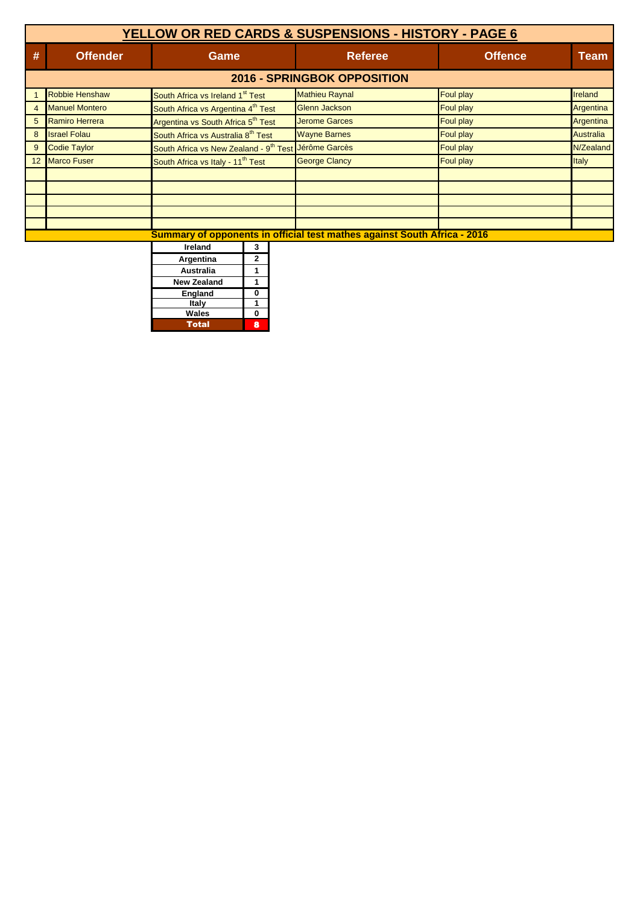# YELLOW OR RED CARDS & SUSPENSIONS - HISTORY - PAGE 6

| # | Offender | Game | Referee | Offence | Team |
|---|---|---|---|---|---|
| | | **2016 - SPRINGBOK OPPOSITION** | | | |
| 1 | Robbie Henshaw | South Africa vs Ireland 1st Test | Mathieu Raynal | Foul play | Ireland |
| 4 | Manuel Montero | South Africa vs Argentina 4th Test | Glenn Jackson | Foul play | Argentina |
| 5 | Ramiro Herrera | Argentina vs South Africa 5th Test | Jerome Garces | Foul play | Argentina |
| 8 | Israel Folau | South Africa vs Australia 8th Test | Wayne Barnes | Foul play | Australia |
| 9 | Codie Taylor | South Africa vs New Zealand - 9th Test | Jérôme Garcès | Foul play | N/Zealand |
| 12 | Marco Fuser | South Africa vs Italy - 11th Test | George Clancy | Foul play | Italy |
| | | | | | |
| | | | | | |
| | | | | | |
| | | | | | |
| | | | | | |

**Summary of opponents in official test mathes against South Africa - 2016**

| | |
|---|---|
| **Ireland** | **3** |
| **Argentina** | **2** |
| **Australia** | **1** |
| **New Zealand** | **1** |
| **England** | **0** |
| **Italy** | **1** |
| **Wales** | **0** |
| **Total** | **8** |